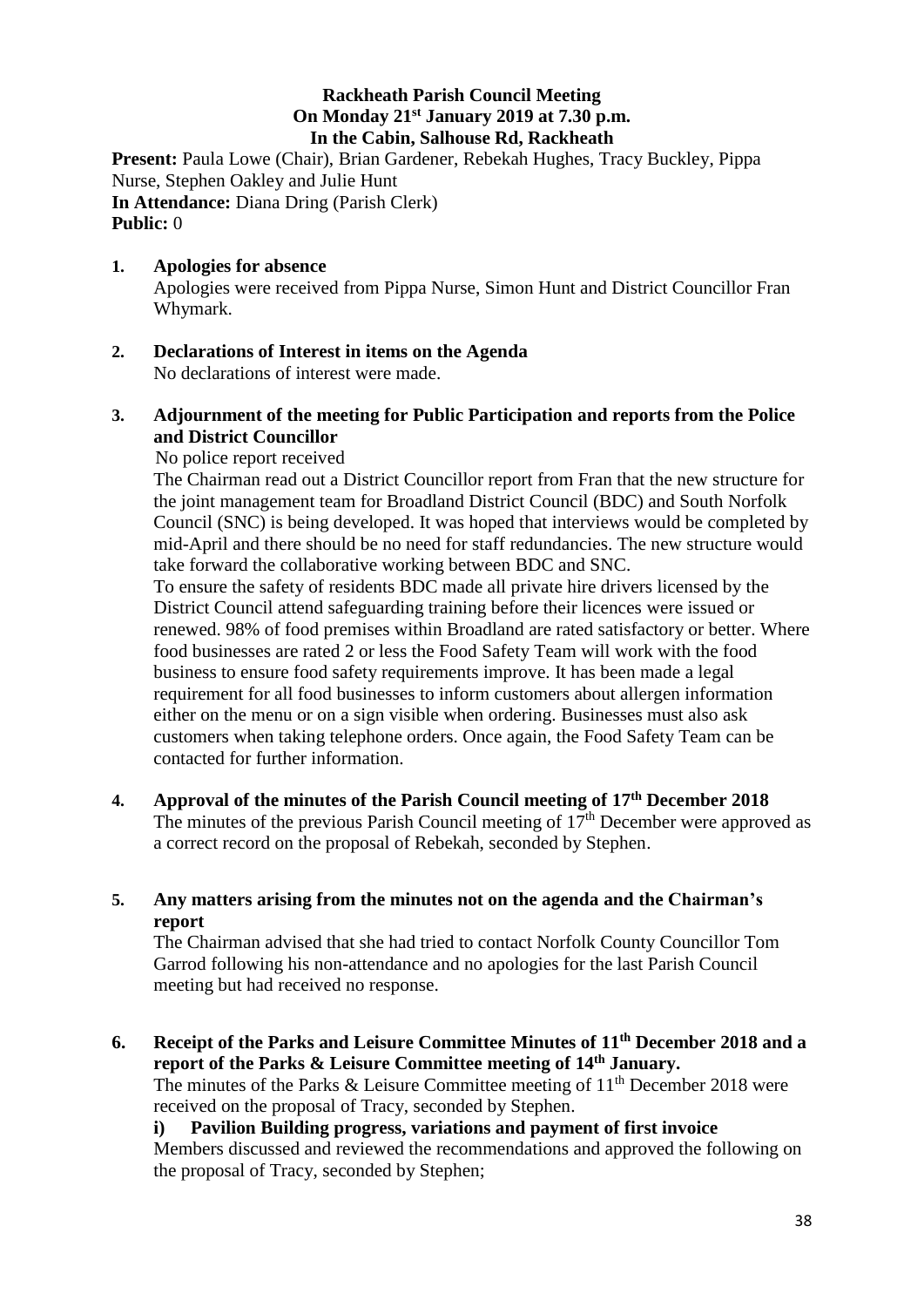**Rackheath Parish Council Meeting**
**On Monday 21st January 2019 at 7.30 p.m.**
**In the Cabin, Salhouse Rd, Rackheath**

**Present:** Paula Lowe (Chair), Brian Gardener, Rebekah Hughes, Tracy Buckley, Pippa Nurse, Stephen Oakley and Julie Hunt
**In Attendance:** Diana Dring (Parish Clerk)
**Public:** 0

1. **Apologies for absence**
   Apologies were received from Pippa Nurse, Simon Hunt and District Councillor Fran Whymark.

2. **Declarations of Interest in items on the Agenda**
   No declarations of interest were made.

3. **Adjournment of the meeting for Public Participation and reports from the Police and District Councillor**
   No police report received
   The Chairman read out a District Councillor report from Fran that the new structure for the joint management team for Broadland District Council (BDC) and South Norfolk Council (SNC) is being developed. It was hoped that interviews would be completed by mid-April and there should be no need for staff redundancies. The new structure would take forward the collaborative working between BDC and SNC.
   To ensure the safety of residents BDC made all private hire drivers licensed by the District Council attend safeguarding training before their licences were issued or renewed. 98% of food premises within Broadland are rated satisfactory or better. Where food businesses are rated 2 or less the Food Safety Team will work with the food business to ensure food safety requirements improve. It has been made a legal requirement for all food businesses to inform customers about allergen information either on the menu or on a sign visible when ordering. Businesses must also ask customers when taking telephone orders. Once again, the Food Safety Team can be contacted for further information.

4. **Approval of the minutes of the Parish Council meeting of 17th December 2018**
   The minutes of the previous Parish Council meeting of 17th December were approved as a correct record on the proposal of Rebekah, seconded by Stephen.

5. **Any matters arising from the minutes not on the agenda and the Chairman's report**
   The Chairman advised that she had tried to contact Norfolk County Councillor Tom Garrod following his non-attendance and no apologies for the last Parish Council meeting but had received no response.

6. **Receipt of the Parks and Leisure Committee Minutes of 11th December 2018 and a report of the Parks & Leisure Committee meeting of 14th January.**
   The minutes of the Parks & Leisure Committee meeting of 11th December 2018 were received on the proposal of Tracy, seconded by Stephen.
   **i) Pavilion Building progress, variations and payment of first invoice**
   Members discussed and reviewed the recommendations and approved the following on the proposal of Tracy, seconded by Stephen;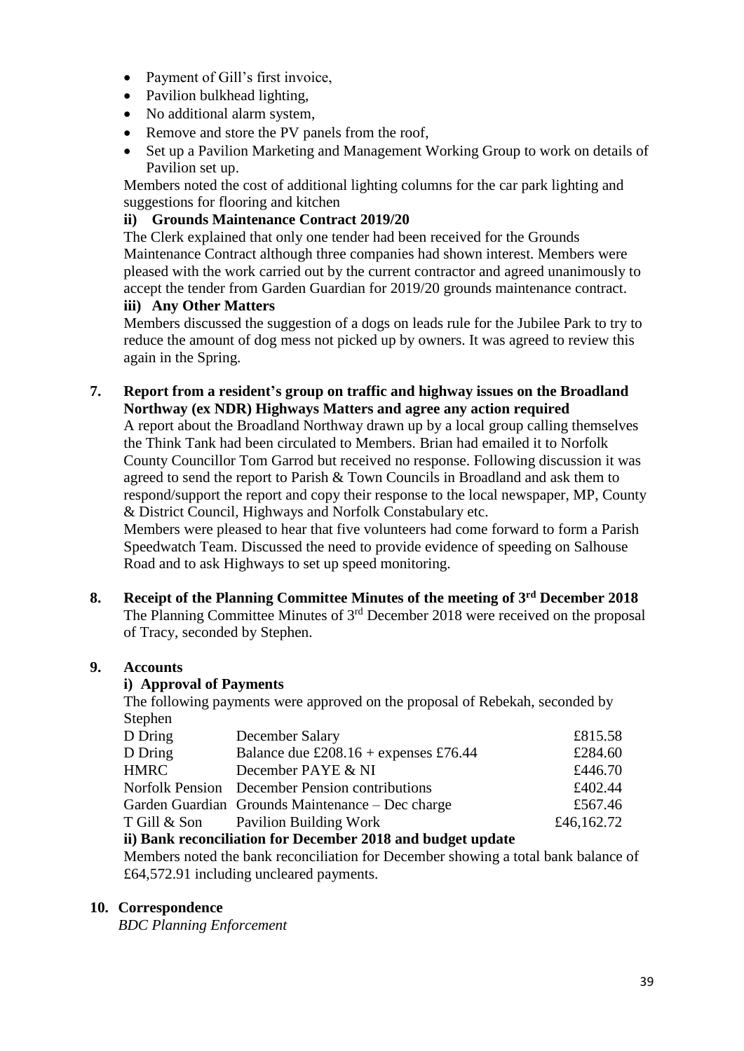- Payment of Gill's first invoice,
- Pavilion bulkhead lighting,
- No additional alarm system,
- Remove and store the PV panels from the roof,
- Set up a Pavilion Marketing and Management Working Group to work on details of Pavilion set up.

Members noted the cost of additional lighting columns for the car park lighting and suggestions for flooring and kitchen

**ii) Grounds Maintenance Contract 2019/20**

The Clerk explained that only one tender had been received for the Grounds Maintenance Contract although three companies had shown interest. Members were pleased with the work carried out by the current contractor and agreed unanimously to accept the tender from Garden Guardian for 2019/20 grounds maintenance contract.

**iii) Any Other Matters**

Members discussed the suggestion of a dogs on leads rule for the Jubilee Park to try to reduce the amount of dog mess not picked up by owners. It was agreed to review this again in the Spring.

**7. Report from a resident's group on traffic and highway issues on the Broadland Northway (ex NDR) Highways Matters and agree any action required**

A report about the Broadland Northway drawn up by a local group calling themselves the Think Tank had been circulated to Members. Brian had emailed it to Norfolk County Councillor Tom Garrod but received no response. Following discussion it was agreed to send the report to Parish & Town Councils in Broadland and ask them to respond/support the report and copy their response to the local newspaper, MP, County & District Council, Highways and Norfolk Constabulary etc.

Members were pleased to hear that five volunteers had come forward to form a Parish Speedwatch Team. Discussed the need to provide evidence of speeding on Salhouse Road and to ask Highways to set up speed monitoring.

**8. Receipt of the Planning Committee Minutes of the meeting of 3rd December 2018**

The Planning Committee Minutes of 3rd December 2018 were received on the proposal of Tracy, seconded by Stephen.

**9. Accounts**

**i) Approval of Payments**

The following payments were approved on the proposal of Rebekah, seconded by Stephen

| | | |
|---|---|---|
| D Dring | December Salary | £815.58 |
| D Dring | Balance due £208.16 + expenses £76.44 | £284.60 |
| HMRC | December PAYE & NI | £446.70 |
| Norfolk Pension | December Pension contributions | £402.44 |
| Garden Guardian | Grounds Maintenance – Dec charge | £567.46 |
| T Gill & Son | Pavilion Building Work | £46,162.72 |

**ii) Bank reconciliation for December 2018 and budget update**

Members noted the bank reconciliation for December showing a total bank balance of £64,572.91 including uncleared payments.

**10. Correspondence**

*BDC Planning Enforcement*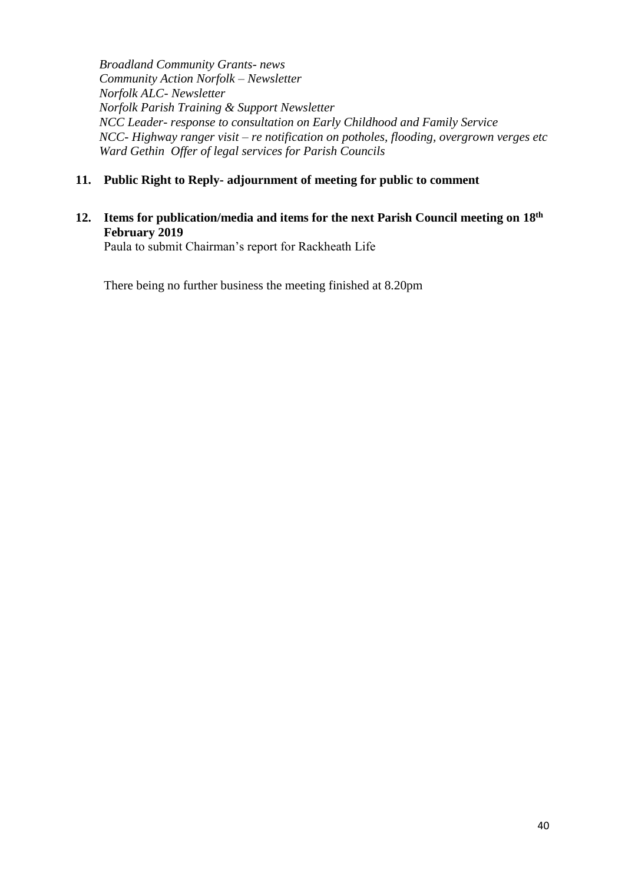*Broadland Community Grants- news*
*Community Action Norfolk – Newsletter*
*Norfolk ALC- Newsletter*
*Norfolk Parish Training & Support Newsletter*
*NCC Leader- response to consultation on Early Childhood and Family Service*
*NCC- Highway ranger visit – re notification on potholes, flooding, overgrown verges etc*
*Ward Gethin  Offer of legal services for Parish Councils*

**11. Public Right to Reply- adjournment of meeting for public to comment**

**12. Items for publication/media and items for the next Parish Council meeting on 18th February 2019**

Paula to submit Chairman's report for Rackheath Life

There being no further business the meeting finished at 8.20pm